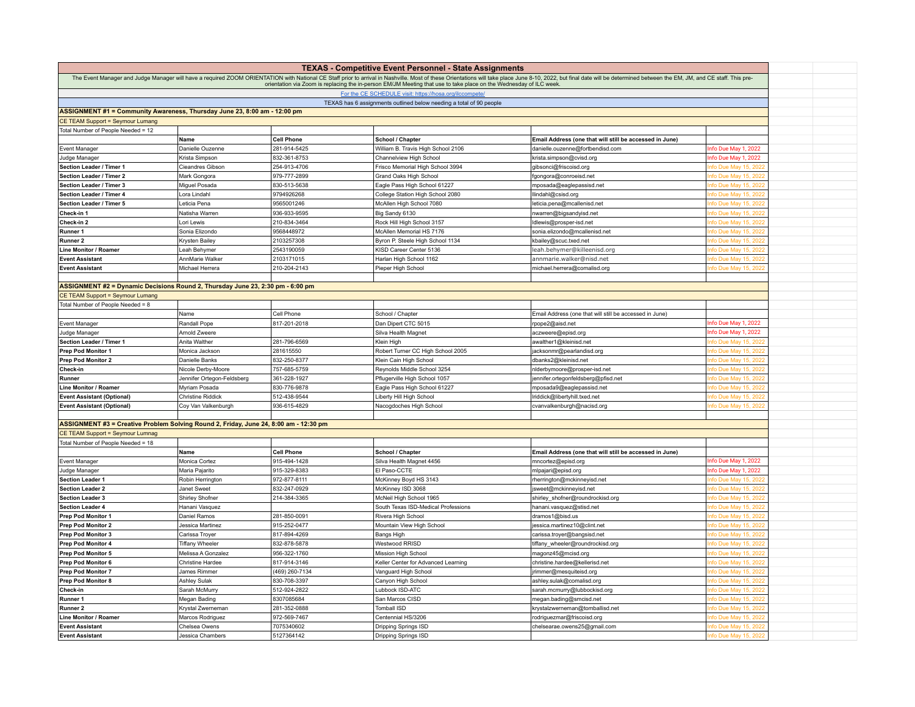# TEXAS - Competitive Event Personnel - State Assignments

The Event Manager and Judge Manager will have a required ZOOM ORIENTATION with National CE Staff prior to arrival in Nashville. Most of these Orientations will take place June 8-10, 2022, but final date will be determined between the EM, JM, and CE staff. This pre-orientation via Zoom is replacing the in-person EM/JM Meeting that use to take place on the Wednesday of ILC week.

For the CE SCHEDULE visit: https://hosa.org/ilccompete/

TEXAS has 6 assignments outlined below needing a total of 90 people

## ASSIGNMENT #1 = Community Awareness, Thursday June 23, 8:00 am - 12:00 pm

CE TEAM Support = Seymour Lumang

Total Number of People Needed = 12

| | **Name** | **Cell Phone** | **School / Chapter** | **Email Address (one that will still be accessed in June)** | |
|---|---|---|---|---|---|
| Event Manager | Danielle Ouzenne | 281-914-5425 | William B. Travis High School 2106 | danielle.ouzenne@fortbendisd.com | Info Due May 1, 2022 |
| Judge Manager | Krista Simpson | 832-361-8753 | Channelview High School | krista.simpson@cvisd.org | Info Due May 1, 2022 |
| **Section Leader / Timer 1** | Cieandres Gibson | 254-913-4706 | Frisco Memorial High School 3994 | gibsonci@friscoisd.org | Info Due May 15, 2022 |
| **Section Leader / Timer 2** | Mark Gongora | 979-777-2899 | Grand Oaks High School | fgongora@conroeisd.net | Info Due May 15, 2022 |
| **Section Leader / Timer 3** | Miguel Posada | 830-513-5638 | Eagle Pass High School 61227 | mposada@eaglepassisd.net | Info Due May 15, 2022 |
| **Section Leader / Timer 4** | Lora Lindahl | 9794926268 | College Station High School 2080 | llindahl@csisd.org | Info Due May 15, 2022 |
| **Section Leader / Timer 5** | Leticia Pena | 9565001246 | McAllen High School 7080 | leticia.pena@mcallenisd.net | Info Due May 15, 2022 |
| **Check-in 1** | Natisha Warren | 936-933-9595 | Big Sandy 6130 | nwarren@bigsandyisd.net | Info Due May 15, 2022 |
| **Check-in 2** | Lori Lewis | 210-834-3464 | Rock Hill High School 3157 | ldlewis@prosper-isd.net | Info Due May 15, 2022 |
| **Runner 1** | Sonia Elizondo | 9568448972 | McAllen Memorial HS 7176 | sonia.elizondo@mcallenisd.net | Info Due May 15, 2022 |
| **Runner 2** | Krysten Bailey | 2103257308 | Byron P. Steele High School 1134 | kbailey@scuc.txed.net | Info Due May 15, 2022 |
| **Line Monitor / Roamer** | Leah Behymer | 2543190059 | KISD Career Center 5136 | leah.behymer@killeenisd.org | Info Due May 15, 2022 |
| **Event Assistant** | AnnMarie Walker | 2103171015 | Harlan High School 1162 | annmarie.walker@nisd.net | Info Due May 15, 2022 |
| **Event Assistant** | Michael Herrera | 210-204-2143 | Pieper High School | michael.herrera@comalisd.org | Info Due May 15, 2022 |

## ASSIGNMENT #2 = Dynamic Decisions Round 2, Thursday June 23, 2:30 pm - 6:00 pm

CE TEAM Support = Seymour Lumang

Total Number of People Needed = 8

| | Name | Cell Phone | School / Chapter | Email Address (one that will still be accessed in June) | |
|---|---|---|---|---|---|
| Event Manager | Randall Pope | 817-201-2018 | Dan Dipert CTC 5015 | rpope2@aisd.net | Info Due May 1, 2022 |
| Judge Manager | Arnold Zweere | | Silva Health Magnet | aczweere@episd.org | Info Due May 1, 2022 |
| **Section Leader / Timer 1** | Anita Walther | 281-796-6569 | Klein High | awalther1@kleinisd.net | Info Due May 15, 2022 |
| **Prep Pod Monitor 1** | Monica Jackson | 281615550 | Robert Turner CC High School 2005 | jacksonmr@pearlandisd.org | Info Due May 15, 2022 |
| **Prep Pod Monitor 2** | Danielle Banks | 832-250-8377 | Klein Cain High School | dbanks2@kleinisd.net | Info Due May 15, 2022 |
| **Check-in** | Nicole Derby-Moore | 757-685-5759 | Reynolds Middle School 3254 | nlderbymoore@prosper-isd.net | Info Due May 15, 2022 |
| **Runner** | Jennifer Ortegon-Feldsberg | 361-228-1927 | Pflugerville High School 1057 | jennifer.ortegonfeldsberg@pfisd.net | Info Due May 15, 2022 |
| **Line Monitor / Roamer** | Myriam Posada | 830-776-9878 | Eagle Pass High School 61227 | mposada9@eaglepassisd.net | Info Due May 15, 2022 |
| **Event Assistant (Optional)** | Christine Riddick | 512-438-9544 | Liberty Hill High School | lriddick@libertyhill.txed.net | Info Due May 15, 2022 |
| **Event Assistant (Optional)** | Coy Van Valkenburgh | 936-615-4829 | Nacogdoches High School | cvanvalkenburgh@nacisd.org | Info Due May 15, 2022 |

## ASSIGNMENT #3 = Creative Problem Solving Round 2, Friday, June 24, 8:00 am - 12:30 pm

CE TEAM Support = Seymour Lumnag

Total Number of People Needed = 18

| | **Name** | **Cell Phone** | **School / Chapter** | **Email Address (one that will still be accessed in June)** | |
|---|---|---|---|---|---|
| Event Manager | Monica Cortez | 915-494-1428 | Silva Health Magnet 4456 | mncortez@episd.org | Info Due May 1, 2022 |
| Judge Manager | Maria Pajarito | 915-329-8383 | El Paso-CCTE | mlpajari@episd.org | Info Due May 1, 2022 |
| **Section Leader 1** | Robin Herrington | 972-877-8111 | McKinney Boyd HS 3143 | rherrington@mckinneyisd.net | Info Due May 15, 2022 |
| **Section Leader 2** | Janet Sweet | 832-247-0929 | McKinney ISD 3068 | jsweet@mckinneyisd.net | Info Due May 15, 2022 |
| **Section Leader 3** | Shirley Shofner | 214-384-3365 | McNeil High School 1965 | shirley_shofner@roundrockisd.org | Info Due May 15, 2022 |
| **Section Leader 4** | Hanani Vasquez | | South Texas ISD-Medical Professions | hanani.vasquez@stisd.net | Info Due May 15, 2022 |
| **Prep Pod Monitor 1** | Daniel Ramos | 281-850-0091 | Rivera High School | dramos1@bisd.us | Info Due May 15, 2022 |
| **Prep Pod Monitor 2** | Jessica Martinez | 915-252-0477 | Mountain View High School | jessica.martinez10@clint.net | Info Due May 15, 2022 |
| **Prep Pod Monitor 3** | Carissa Troyer | 817-894-4269 | Bangs High | carissa.troyer@bangsisd.net | Info Due May 15, 2022 |
| **Prep Pod Monitor 4** | Tiffany Wheeler | 832-878-5878 | Westwood RRISD | tiffany_wheeler@roundrockisd.org | Info Due May 15, 2022 |
| **Prep Pod Monitor 5** | Melissa A Gonzalez | 956-322-1760 | Mission High School | magonz45@mcisd.org | Info Due May 15, 2022 |
| **Prep Pod Monitor 6** | Christine Hardee | 817-914-3146 | Keller Center for Advanced Learning | christine.hardee@kellerisd.net | Info Due May 15, 2022 |
| **Prep Pod Monitor 7** | James Rimmer | (469) 260-7134 | Vanguard High School | jrimmer@mesquiteisd.org | Info Due May 15, 2022 |
| **Prep Pod Monitor 8** | Ashley Sulak | 830-708-3397 | Canyon High School | ashley.sulak@comalisd.org | Info Due May 15, 2022 |
| **Check-in** | Sarah McMurry | 512-924-2822 | Lubbock ISD-ATC | sarah.mcmurry@lubbockisd.org | Info Due May 15, 2022 |
| **Runner 1** | Megan Bading | 8307085684 | San Marcos CISD | megan.bading@smcisd.net | Info Due May 15, 2022 |
| **Runner 2** | Krystal Zwerneman | 281-352-0888 | Tomball ISD | krystalzwerneman@tomballisd.net | Info Due May 15, 2022 |
| **Line Monitor / Roamer** | Marcos Rodriguez | 972-569-7467 | Centennial HS/3206 | rodriguezmar@friscoisd.org | Info Due May 15, 2022 |
| **Event Assistant** | Chelsea Owens | 7075340602 | Dripping Springs ISD | chelsearae.owens25@gmail.com | Info Due May 15, 2022 |
| **Event Assistant** | Jessica Chambers | 5127364142 | Dripping Springs ISD | | Info Due May 15, 2022 |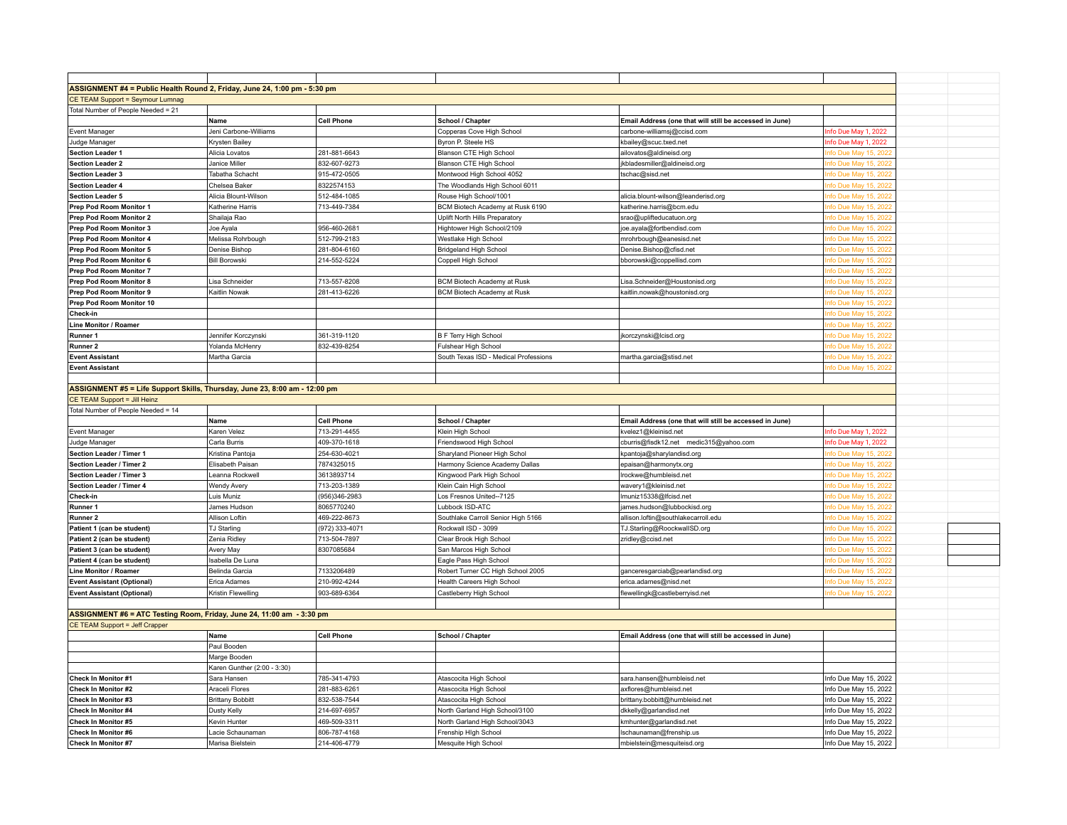| | | | | | |
|---|---|---|---|---|---|
| **ASSIGNMENT #4 = Public Health Round 2, Friday, June 24, 1:00 pm - 5:30 pm** | | | | | |
| CE TEAM Support = Seymour Lumnag | | | | | |
| Total Number of People Needed = 21 | | | | | |
| | **Name** | **Cell Phone** | **School / Chapter** | **Email Address (one that will still be accessed in June)** | |
| Event Manager | Jeni Carbone-Williams | | Copperas Cove High School | carbone-williamsj@ccisd.com | Info Due May 1, 2022 |
| Judge Manager | Krysten Bailey | | Byron P. Steele HS | kbailey@scuc.txed.net | Info Due May 1, 2022 |
| **Section Leader 1** | Alicia Lovatos | 281-881-6643 | Blanson CTE High School | ailovatos@aldineisd.org | Info Due May 15, 2022 |
| **Section Leader 2** | Janice Miller | 832-607-9273 | Blanson CTE High School | jkbladesmiller@aldineisd.org | Info Due May 15, 2022 |
| **Section Leader 3** | Tabatha Schacht | 915-472-0505 | Montwood High School 4052 | tschac@sisd.net | Info Due May 15, 2022 |
| **Section Leader 4** | Chelsea Baker | 8322574153 | The Woodlands High School 6011 | | Info Due May 15, 2022 |
| **Section Leader 5** | Alicia Blount-Wilson | 512-484-1085 | Rouse High School/1001 | alicia.blount-wilson@leanderisd.org | Info Due May 15, 2022 |
| **Prep Pod Room Monitor 1** | Katherine Harris | 713-449-7384 | BCM Biotech Academy at Rusk 6190 | katherine.harris@bcm.edu | Info Due May 15, 2022 |
| **Prep Pod Room Monitor 2** | Shailaja Rao | | Uplift North Hills Preparatory | srao@uplifteducatuon.org | Info Due May 15, 2022 |
| **Prep Pod Room Monitor 3** | Joe Ayala | 956-460-2681 | Hightower High School/2109 | joe.ayala@fortbendisd.com | Info Due May 15, 2022 |
| **Prep Pod Room Monitor 4** | Melissa Rohrbough | 512-799-2183 | Westlake High School | mrohrbough@eanesisd.net | Info Due May 15, 2022 |
| **Prep Pod Room Monitor 5** | Denise Bishop | 281-804-6160 | Bridgeland High School | Denise.Bishop@cfisd.net | Info Due May 15, 2022 |
| **Prep Pod Room Monitor 6** | Bill Borowski | 214-552-5224 | Coppell High School | bborowski@coppellisd.com | Info Due May 15, 2022 |
| **Prep Pod Room Monitor 7** | | | | | Info Due May 15, 2022 |
| **Prep Pod Room Monitor 8** | Lisa Schneider | 713-557-8208 | BCM Biotech Academy at Rusk | Lisa.Schneider@Houstonisd.org | Info Due May 15, 2022 |
| **Prep Pod Room Monitor 9** | Kaitlin Nowak | 281-413-6226 | BCM Biotech Academy at Rusk | kaitlin.nowak@houstonisd.org | Info Due May 15, 2022 |
| **Prep Pod Room Monitor 10** | | | | | Info Due May 15, 2022 |
| **Check-in** | | | | | Info Due May 15, 2022 |
| **Line Monitor / Roamer** | | | | | Info Due May 15, 2022 |
| **Runner 1** | Jennifer Korczynski | 361-319-1120 | B F Terry High School | jkorczynski@lcisd.org | Info Due May 15, 2022 |
| **Runner 2** | Yolanda McHenry | 832-439-8254 | Fulshear High School | | Info Due May 15, 2022 |
| **Event Assistant** | Martha Garcia | | South Texas ISD - Medical Professions | martha.garcia@stisd.net | Info Due May 15, 2022 |
| **Event Assistant** | | | | | Info Due May 15, 2022 |
| | | | | | |
| **ASSIGNMENT #5 = Life Support Skills, Thursday, June 23, 8:00 am - 12:00 pm** | | | | | |
| CE TEAM Support = Jill Heinz | | | | | |
| Total Number of People Needed = 14 | | | | | |
| | **Name** | **Cell Phone** | **School / Chapter** | **Email Address (one that will still be accessed in June)** | |
| Event Manager | Karen Velez | 713-291-4455 | Klein High School | kvelez1@kleinisd.net | Info Due May 1, 2022 |
| Judge Manager | Carla Burris | 409-370-1618 | Friendswood High School | cburris@fisdk12.net medic315@yahoo.com | Info Due May 1, 2022 |
| **Section Leader / Timer 1** | Kristina Pantoja | 254-630-4021 | Sharyland Pioneer High Schol | kpantoja@sharylandisd.org | Info Due May 15, 2022 |
| **Section Leader / Timer 2** | Elisabeth Paisan | 7874325015 | Harmony Science Academy Dallas | epaisan@harmonytx.org | Info Due May 15, 2022 |
| **Section Leader / Timer 3** | Leanna Rockwell | 3613893714 | Kingwood Park High School | lrockwe@humbleisd.net | Info Due May 15, 2022 |
| **Section Leader / Timer 4** | Wendy Avery | 713-203-1389 | Klein Cain High School | wavery1@kleinisd.net | Info Due May 15, 2022 |
| **Check-in** | Luis Muniz | (956)346-2983 | Los Fresnos United--7125 | lmuniz15338@lfcisd.net | Info Due May 15, 2022 |
| **Runner 1** | James Hudson | 8065770240 | Lubbock ISD-ATC | james.hudson@lubbockisd.org | Info Due May 15, 2022 |
| **Runner 2** | Allison Loftin | 469-222-8673 | Southlake Carroll Senior High 5166 | allison.loftin@southlakecarroll.edu | Info Due May 15, 2022 |
| **Patient 1 (can be student)** | TJ Starling | (972) 333-4071 | Rockwall ISD - 3099 | TJ.Starling@RoockwallISD.org | Info Due May 15, 2022 |
| **Patient 2 (can be student)** | Zenia Ridley | 713-504-7897 | Clear Brook High School | zridley@ccisd.net | Info Due May 15, 2022 |
| **Patient 3 (can be student)** | Avery May | 8307085684 | San Marcos High School | | Info Due May 15, 2022 |
| **Patient 4 (can be student)** | Isabella De Luna | | Eagle Pass High School | | Info Due May 15, 2022 |
| **Line Monitor / Roamer** | Belinda Garcia | 7133206489 | Robert Turner CC High School 2005 | ganceresgarciab@pearlandisd.org | Info Due May 15, 2022 |
| **Event Assistant (Optional)** | Erica Adames | 210-992-4244 | Health Careers High School | erica.adames@nisd.net | Info Due May 15, 2022 |
| **Event Assistant (Optional)** | Kristin Flewelling | 903-689-6364 | Castleberry High School | flewellingk@castleberryisd.net | Info Due May 15, 2022 |
| | | | | | |
| **ASSIGNMENT #6 = ATC Testing Room, Friday, June 24, 11:00 am - 3:30 pm** | | | | | |
| CE TEAM Support = Jeff Crapper | | | | | |
| | **Name** | **Cell Phone** | **School / Chapter** | **Email Address (one that will still be accessed in June)** | |
| | Paul Booden | | | | |
| | Marge Booden | | | | |
| | Karen Gunther (2:00 - 3:30) | | | | |
| **Check In Monitor #1** | Sara Hansen | 785-341-4793 | Atascocita High School | sara.hansen@humbleisd.net | Info Due May 15, 2022 |
| **Check In Monitor #2** | Araceli Flores | 281-883-6261 | Atascocita High School | axflores@humbleisd.net | Info Due May 15, 2022 |
| **Check In Monitor #3** | Brittany Bobbitt | 832-538-7544 | Atascocita High School | brittany.bobbitt@humbleisd.net | Info Due May 15, 2022 |
| **Check In Monitor #4** | Dusty Kelly | 214-697-6957 | North Garland High School/3100 | dkkelly@garlandisd.net | Info Due May 15, 2022 |
| **Check In Monitor #5** | Kevin Hunter | 469-509-3311 | North Garland High School/3043 | kmhunter@garlandisd.net | Info Due May 15, 2022 |
| **Check In Monitor #6** | Lacie Schaunaman | 806-787-4168 | Frenship HIgh School | lschaunaman@frenship.us | Info Due May 15, 2022 |
| **Check In Monitor #7** | Marisa Bielstein | 214-406-4779 | Mesquite High School | mbielstein@mesquiteisd.org | Info Due May 15, 2022 |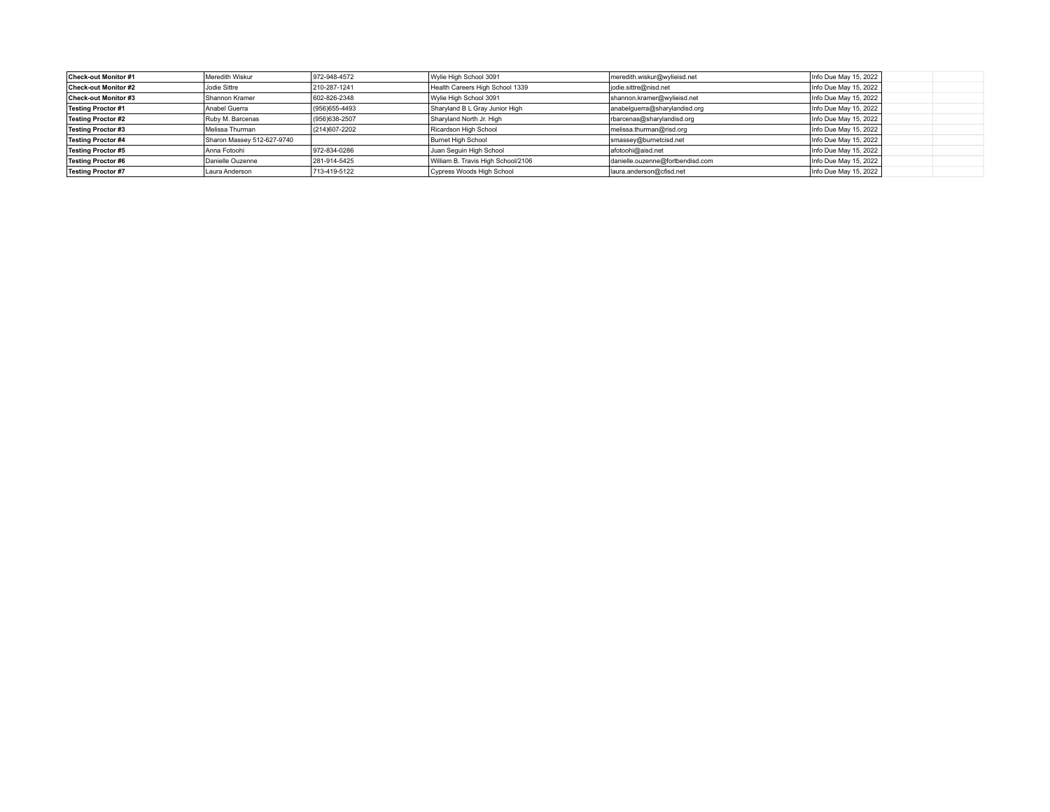| | | | | | | | |
|---|---|---|---|---|---|---|---|
| **Check-out Monitor #1** | Meredith Wiskur | 972-948-4572 | Wylie High School 3091 | meredith.wiskur@wylieisd.net | Info Due May 15, 2022 | | |
| **Check-out Monitor #2** | Jodie Sittre | 210-287-1241 | Health Careers High School 1339 | jodie.sittre@nisd.net | Info Due May 15, 2022 | | |
| **Check-out Monitor #3** | Shannon Kramer | 602-826-2348 | Wylie High School 3091 | shannon.kramer@wylieisd.net | Info Due May 15, 2022 | | |
| **Testing Proctor #1** | Anabel Guerra | (956)655-4493 | Sharyland B L Gray Junior High | anabelguerra@sharylandisd.org | Info Due May 15, 2022 | | |
| **Testing Proctor #2** | Ruby M. Barcenas | (956)638-2507 | Sharyland North Jr. High | rbarcenas@sharylandisd.org | Info Due May 15, 2022 | | |
| **Testing Proctor #3** | Melissa Thurman | (214)607-2202 | Ricardson High School | melissa.thurman@risd.org | Info Due May 15, 2022 | | |
| **Testing Proctor #4** | Sharon Massey 512-627-9740 | | Burnet High School | smassey@burnetcisd.net | Info Due May 15, 2022 | | |
| **Testing Proctor #5** | Anna Fotoohi | 972-834-0286 | Juan Seguin High School | afotoohi@aisd.net | Info Due May 15, 2022 | | |
| **Testing Proctor #6** | Danielle Ouzenne | 281-914-5425 | William B. Travis High School/2106 | danielle.ouzenne@fortbendisd.com | Info Due May 15, 2022 | | |
| **Testing Proctor #7** | Laura Anderson | 713-419-5122 | Cypress Woods High School | laura.anderson@cfisd.net | Info Due May 15, 2022 | | |